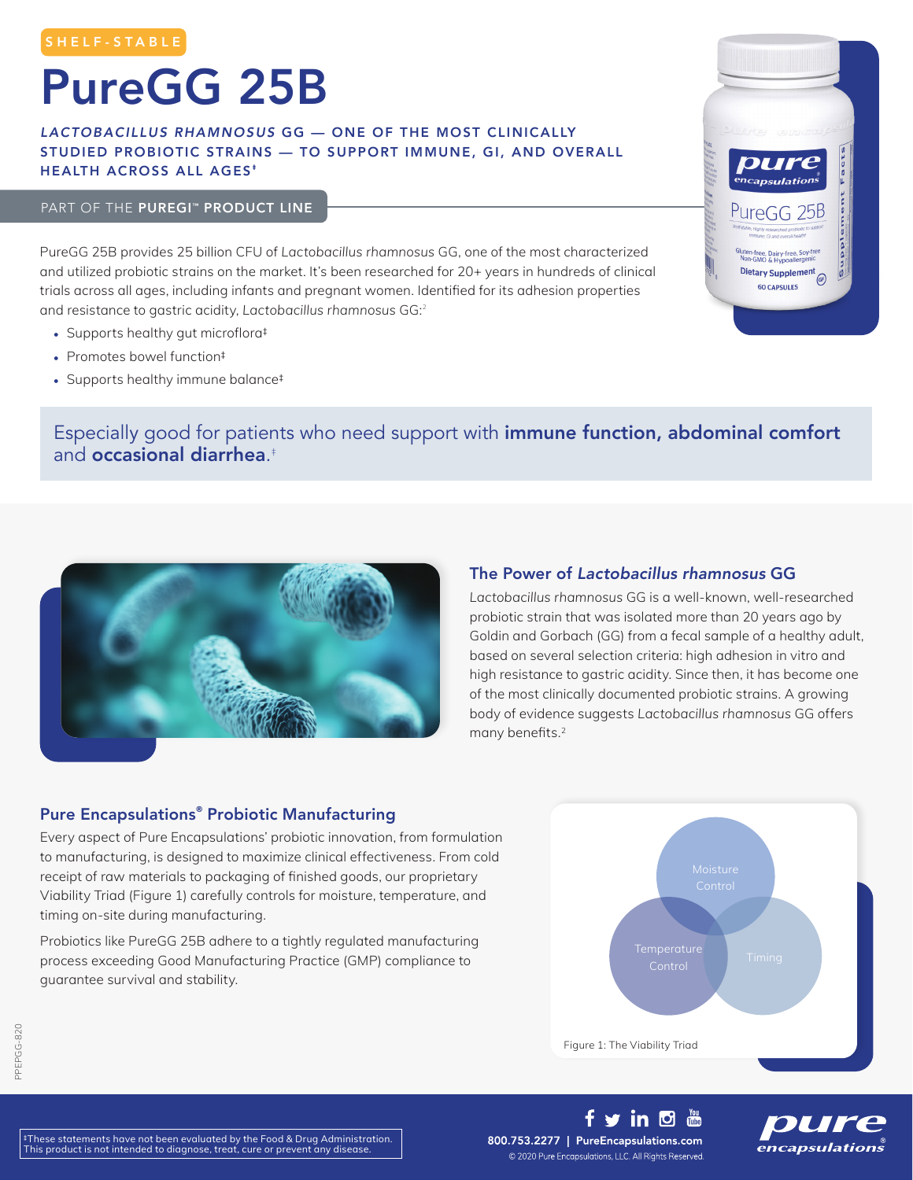SHELF-STABLE

# PureGG 25B

***LACTOBACILLUS RHAMNOSUS* GG — ONE OF THE MOST CLINICALLY STUDIED PROBIOTIC STRAINS — TO SUPPORT IMMUNE, GI, AND OVERALL HEALTH ACROSS ALL AGES‡**

PART OF THE **PUREGI™ PRODUCT LINE**

PureGG 25B provides 25 billion CFU of *Lactobacillus rhamnosus* GG, one of the most characterized and utilized probiotic strains on the market. It's been researched for 20+ years in hundreds of clinical trials across all ages, including infants and pregnant women. Identified for its adhesion properties and resistance to gastric acidity, *Lactobacillus rhamnosus* GG:[2]

- Supports healthy gut microflora‡
- Promotes bowel function‡
- Supports healthy immune balance‡

Especially good for patients who need support with **immune function, abdominal comfort** and **occasional diarrhea**.‡

## The Power of *Lactobacillus rhamnosus* GG

*Lactobacillus rhamnosus* GG is a well-known, well-researched probiotic strain that was isolated more than 20 years ago by Goldin and Gorbach (GG) from a fecal sample of a healthy adult, based on several selection criteria: high adhesion in vitro and high resistance to gastric acidity. Since then, it has become one of the most clinically documented probiotic strains. A growing body of evidence suggests *Lactobacillus rhamnosus* GG offers many benefits.[2]

## Pure Encapsulations® Probiotic Manufacturing

Every aspect of Pure Encapsulations' probiotic innovation, from formulation to manufacturing, is designed to maximize clinical effectiveness. From cold receipt of raw materials to packaging of finished goods, our proprietary Viability Triad (Figure 1) carefully controls for moisture, temperature, and timing on-site during manufacturing.

Probiotics like PureGG 25B adhere to a tightly regulated manufacturing process exceeding Good Manufacturing Practice (GMP) compliance to guarantee survival and stability.

Moisture Control · Temperature Control · Timing

Figure 1: The Viability Triad

‡These statements have not been evaluated by the Food & Drug Administration. This product is not intended to diagnose, treat, cure or prevent any disease.

800.753.2277 | PureEncapsulations.com

© 2020 Pure Encapsulations, LLC. All Rights Reserved.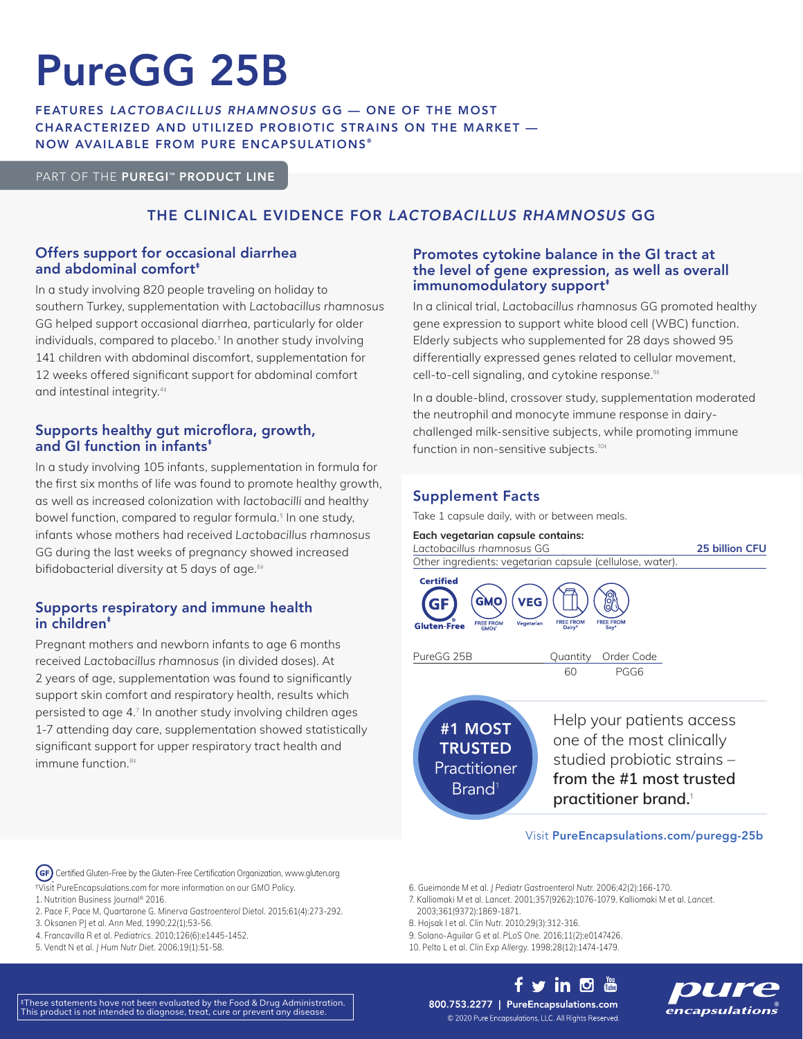# PureGG 25B

FEATURES *LACTOBACILLUS RHAMNOSUS* GG — ONE OF THE MOST CHARACTERIZED AND UTILIZED PROBIOTIC STRAINS ON THE MARKET — NOW AVAILABLE FROM PURE ENCAPSULATIONS®

PART OF THE **PUREGI™ PRODUCT LINE**

## THE CLINICAL EVIDENCE FOR *LACTOBACILLUS RHAMNOSUS* GG

### Offers support for occasional diarrhea and abdominal comfort‡

In a study involving 820 people traveling on holiday to southern Turkey, supplementation with *Lactobacillus rhamnosus* GG helped support occasional diarrhea, particularly for older individuals, compared to placebo.[3] In another study involving 141 children with abdominal discomfort, supplementation for 12 weeks offered significant support for abdominal comfort and intestinal integrity.[4‡]

### Supports healthy gut microflora, growth, and GI function in infants‡

In a study involving 105 infants, supplementation in formula for the first six months of life was found to promote healthy growth, as well as increased colonization with *lactobacilli* and healthy bowel function, compared to regular formula.[5] In one study, infants whose mothers had received *Lactobacillus rhamnosus* GG during the last weeks of pregnancy showed increased bifidobacterial diversity at 5 days of age.[6‡]

### Supports respiratory and immune health in children‡

Pregnant mothers and newborn infants to age 6 months received *Lactobacillus rhamnosus* (in divided doses). At 2 years of age, supplementation was found to significantly support skin comfort and respiratory health, results which persisted to age 4.[7] In another study involving children ages 1-7 attending day care, supplementation showed statistically significant support for upper respiratory tract health and immune function.[8‡]

### Promotes cytokine balance in the GI tract at the level of gene expression, as well as overall immunomodulatory support‡

In a clinical trial, *Lactobacillus rhamnosus* GG promoted healthy gene expression to support white blood cell (WBC) function. Elderly subjects who supplemented for 28 days showed 95 differentially expressed genes related to cellular movement, cell-to-cell signaling, and cytokine response.[9‡]

In a double-blind, crossover study, supplementation moderated the neutrophil and monocyte immune response in dairy-challenged milk-sensitive subjects, while promoting immune function in non-sensitive subjects.[10‡]

### Supplement Facts

Take 1 capsule daily, with or between meals.

**Each vegetarian capsule contains:**

| | |
|---|---|
| *Lactobacillus rhamnosus* GG | **25 billion CFU** |

Other ingredients: vegetarian capsule (cellulose, water).

Certified GF Gluten-Free | GMO FREE FROM GMOs† | VEG Vegetarian | FREE FROM Dairy* | FREE FROM Soy*

| PureGG 25B | Quantity | Order Code |
|---|---|---|
| | 60 | PGG6 |

**#1 MOST TRUSTED** Practitioner Brand[1]

Help your patients access one of the most clinically studied probiotic strains – **from the #1 most trusted practitioner brand.**[1]

Visit **PureEncapsulations.com/puregg-25b**

GF Certified Gluten-Free by the Gluten-Free Certification Organization, www.gluten.org

†Visit PureEncapsulations.com for more information on our GMO Policy.

1. Nutrition Business Journal® 2016.
2. Pace F, Pace M, Quartarone G. *Minerva Gastroenterol Dietol.* 2015;61(4):273-292.
3. Oksanen PJ et al. *Ann Med*, 1990;22(1);53-56.
4. Francavilla R et al. *Pediatrics*. 2010;126(6):e1445-1452.
5. Vendt N et al. *J Hum Nutr Diet.* 2006;19(1):51-58.
6. Gueimonde M et al. *J Pediatr Gastroenterol Nutr.* 2006;42(2):166-170.
7. Kalliomaki M et al. *Lancet.* 2001;357(9262):1076-1079. Kalliomaki M et al. *Lancet.* 2003;361(9372):1869-1871.
8. Hojsak I et al. *Clin Nutr.* 2010;29(3):312-316.
9. Solano-Aguilar G et al. *PLoS One.* 2016;11(2):e0147426.
10. Pelto L et al. *Clin Exp Allergy.* 1998;28(12):1474-1479.

‡These statements have not been evaluated by the Food & Drug Administration. This product is not intended to diagnose, treat, cure or prevent any disease.

800.753.2277 | PureEncapsulations.com

© 2020 Pure Encapsulations, LLC. All Rights Reserved.

pure encapsulations®